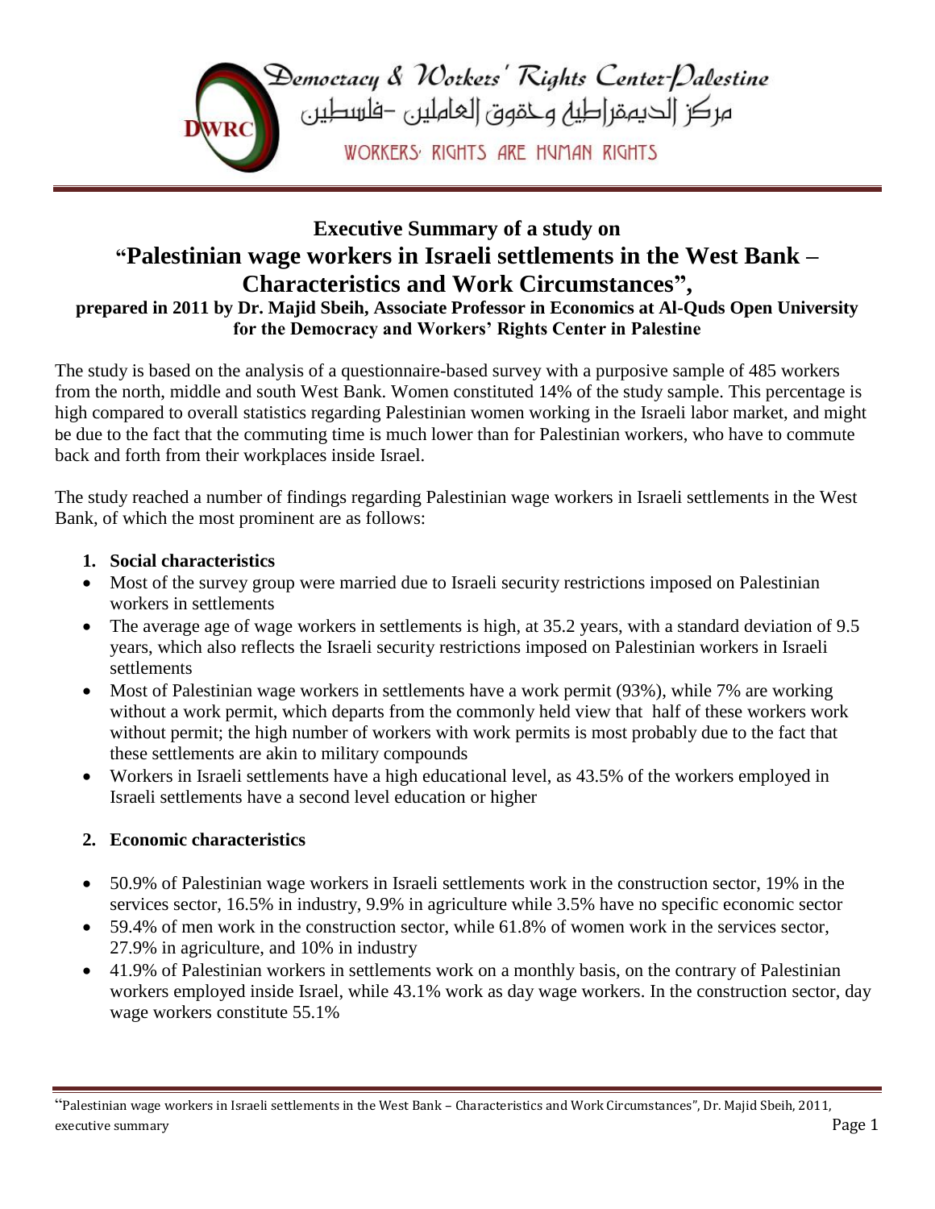Democracy & Workers' Rights Center-Palestine

مركز الديمقراطية وحقوق العاملين -فلسطين

WORKERS' RIGHTS ARE HUMAN RIGHTS

# Executive Summary of a study on "Palestinian wage workers in Israeli settlements in the West Bank – Characteristics and Work Circumstances",

**prepared in 2011 by Dr. Majid Sbeih, Associate Professor in Economics at Al-Quds Open University for the Democracy and Workers' Rights Center in Palestine**

The study is based on the analysis of a questionnaire-based survey with a purposive sample of 485 workers from the north, middle and south West Bank. Women constituted 14% of the study sample. This percentage is high compared to overall statistics regarding Palestinian women working in the Israeli labor market, and might be due to the fact that the commuting time is much lower than for Palestinian workers, who have to commute back and forth from their workplaces inside Israel.

The study reached a number of findings regarding Palestinian wage workers in Israeli settlements in the West Bank, of which the most prominent are as follows:

1. **Social characteristics**

- Most of the survey group were married due to Israeli security restrictions imposed on Palestinian workers in settlements
- The average age of wage workers in settlements is high, at 35.2 years, with a standard deviation of 9.5 years, which also reflects the Israeli security restrictions imposed on Palestinian workers in Israeli settlements
- Most of Palestinian wage workers in settlements have a work permit (93%), while 7% are working without a work permit, which departs from the commonly held view that half of these workers work without permit; the high number of workers with work permits is most probably due to the fact that these settlements are akin to military compounds
- Workers in Israeli settlements have a high educational level, as 43.5% of the workers employed in Israeli settlements have a second level education or higher

2. **Economic characteristics**

- 50.9% of Palestinian wage workers in Israeli settlements work in the construction sector, 19% in the services sector, 16.5% in industry, 9.9% in agriculture while 3.5% have no specific economic sector
- 59.4% of men work in the construction sector, while 61.8% of women work in the services sector, 27.9% in agriculture, and 10% in industry
- 41.9% of Palestinian workers in settlements work on a monthly basis, on the contrary of Palestinian workers employed inside Israel, while 43.1% work as day wage workers. In the construction sector, day wage workers constitute 55.1%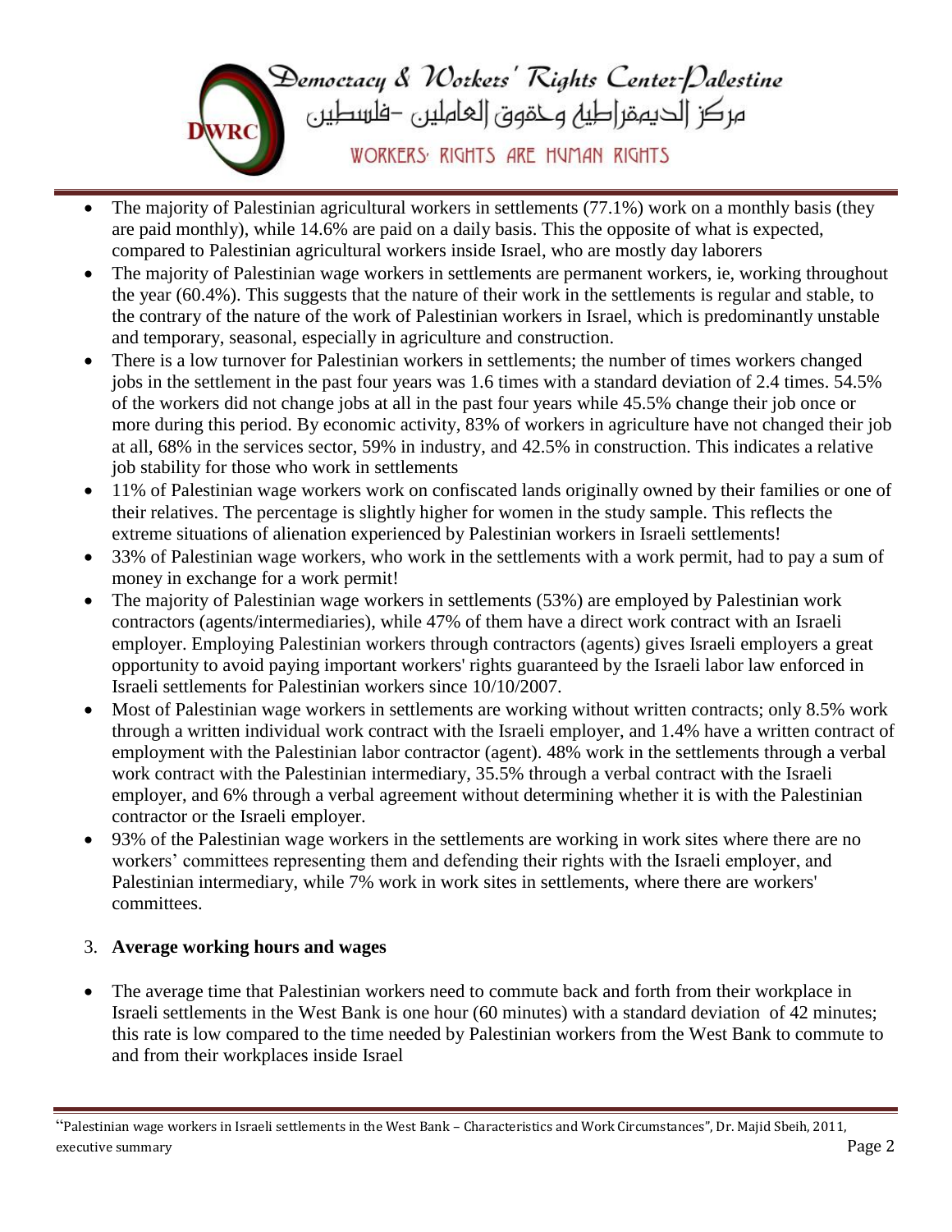- The majority of Palestinian agricultural workers in settlements (77.1%) work on a monthly basis (they are paid monthly), while 14.6% are paid on a daily basis. This the opposite of what is expected, compared to Palestinian agricultural workers inside Israel, who are mostly day laborers
- The majority of Palestinian wage workers in settlements are permanent workers, ie, working throughout the year (60.4%). This suggests that the nature of their work in the settlements is regular and stable, to the contrary of the nature of the work of Palestinian workers in Israel, which is predominantly unstable and temporary, seasonal, especially in agriculture and construction.
- There is a low turnover for Palestinian workers in settlements; the number of times workers changed jobs in the settlement in the past four years was 1.6 times with a standard deviation of 2.4 times. 54.5% of the workers did not change jobs at all in the past four years while 45.5% change their job once or more during this period. By economic activity, 83% of workers in agriculture have not changed their job at all, 68% in the services sector, 59% in industry, and 42.5% in construction. This indicates a relative job stability for those who work in settlements
- 11% of Palestinian wage workers work on confiscated lands originally owned by their families or one of their relatives. The percentage is slightly higher for women in the study sample. This reflects the extreme situations of alienation experienced by Palestinian workers in Israeli settlements!
- 33% of Palestinian wage workers, who work in the settlements with a work permit, had to pay a sum of money in exchange for a work permit!
- The majority of Palestinian wage workers in settlements (53%) are employed by Palestinian work contractors (agents/intermediaries), while 47% of them have a direct work contract with an Israeli employer. Employing Palestinian workers through contractors (agents) gives Israeli employers a great opportunity to avoid paying important workers' rights guaranteed by the Israeli labor law enforced in Israeli settlements for Palestinian workers since 10/10/2007.
- Most of Palestinian wage workers in settlements are working without written contracts; only 8.5% work through a written individual work contract with the Israeli employer, and 1.4% have a written contract of employment with the Palestinian labor contractor (agent). 48% work in the settlements through a verbal work contract with the Palestinian intermediary, 35.5% through a verbal contract with the Israeli employer, and 6% through a verbal agreement without determining whether it is with the Palestinian contractor or the Israeli employer.
- 93% of the Palestinian wage workers in the settlements are working in work sites where there are no workers' committees representing them and defending their rights with the Israeli employer, and Palestinian intermediary, while 7% work in work sites in settlements, where there are workers' committees.

3. **Average working hours and wages**

- The average time that Palestinian workers need to commute back and forth from their workplace in Israeli settlements in the West Bank is one hour (60 minutes) with a standard deviation of 42 minutes; this rate is low compared to the time needed by Palestinian workers from the West Bank to commute to and from their workplaces inside Israel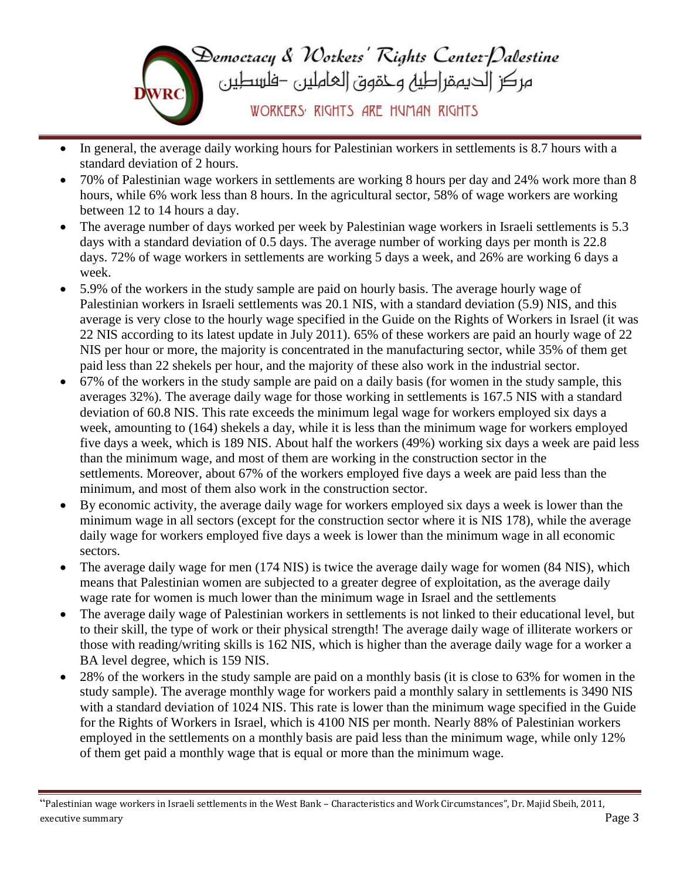- In general, the average daily working hours for Palestinian workers in settlements is 8.7 hours with a standard deviation of 2 hours.
- 70% of Palestinian wage workers in settlements are working 8 hours per day and 24% work more than 8 hours, while 6% work less than 8 hours. In the agricultural sector, 58% of wage workers are working between 12 to 14 hours a day.
- The average number of days worked per week by Palestinian wage workers in Israeli settlements is 5.3 days with a standard deviation of 0.5 days. The average number of working days per month is 22.8 days. 72% of wage workers in settlements are working 5 days a week, and 26% are working 6 days a week.
- 5.9% of the workers in the study sample are paid on hourly basis. The average hourly wage of Palestinian workers in Israeli settlements was 20.1 NIS, with a standard deviation (5.9) NIS, and this average is very close to the hourly wage specified in the Guide on the Rights of Workers in Israel (it was 22 NIS according to its latest update in July 2011). 65% of these workers are paid an hourly wage of 22 NIS per hour or more, the majority is concentrated in the manufacturing sector, while 35% of them get paid less than 22 shekels per hour, and the majority of these also work in the industrial sector.
- 67% of the workers in the study sample are paid on a daily basis (for women in the study sample, this averages 32%). The average daily wage for those working in settlements is 167.5 NIS with a standard deviation of 60.8 NIS. This rate exceeds the minimum legal wage for workers employed six days a week, amounting to (164) shekels a day, while it is less than the minimum wage for workers employed five days a week, which is 189 NIS. About half the workers (49%) working six days a week are paid less than the minimum wage, and most of them are working in the construction sector in the settlements. Moreover, about 67% of the workers employed five days a week are paid less than the minimum, and most of them also work in the construction sector.
- By economic activity, the average daily wage for workers employed six days a week is lower than the minimum wage in all sectors (except for the construction sector where it is NIS 178), while the average daily wage for workers employed five days a week is lower than the minimum wage in all economic sectors.
- The average daily wage for men (174 NIS) is twice the average daily wage for women (84 NIS), which means that Palestinian women are subjected to a greater degree of exploitation, as the average daily wage rate for women is much lower than the minimum wage in Israel and the settlements
- The average daily wage of Palestinian workers in settlements is not linked to their educational level, but to their skill, the type of work or their physical strength! The average daily wage of illiterate workers or those with reading/writing skills is 162 NIS, which is higher than the average daily wage for a worker a BA level degree, which is 159 NIS.
- 28% of the workers in the study sample are paid on a monthly basis (it is close to 63% for women in the study sample). The average monthly wage for workers paid a monthly salary in settlements is 3490 NIS with a standard deviation of 1024 NIS. This rate is lower than the minimum wage specified in the Guide for the Rights of Workers in Israel, which is 4100 NIS per month. Nearly 88% of Palestinian workers employed in the settlements on a monthly basis are paid less than the minimum wage, while only 12% of them get paid a monthly wage that is equal or more than the minimum wage.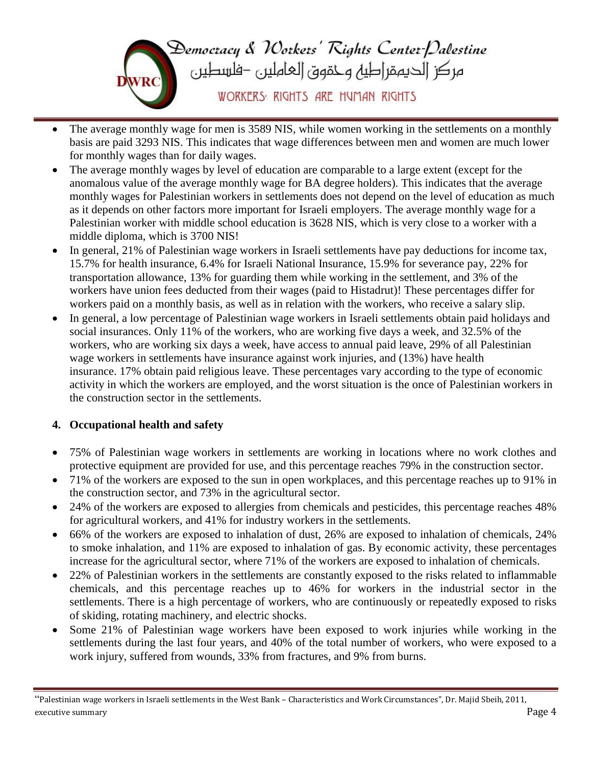- The average monthly wage for men is 3589 NIS, while women working in the settlements on a monthly basis are paid 3293 NIS. This indicates that wage differences between men and women are much lower for monthly wages than for daily wages.
- The average monthly wages by level of education are comparable to a large extent (except for the anomalous value of the average monthly wage for BA degree holders). This indicates that the average monthly wages for Palestinian workers in settlements does not depend on the level of education as much as it depends on other factors more important for Israeli employers. The average monthly wage for a Palestinian worker with middle school education is 3628 NIS, which is very close to a worker with a middle diploma, which is 3700 NIS!
- In general, 21% of Palestinian wage workers in Israeli settlements have pay deductions for income tax, 15.7% for health insurance, 6.4% for Israeli National Insurance, 15.9% for severance pay, 22% for transportation allowance, 13% for guarding them while working in the settlement, and 3% of the workers have union fees deducted from their wages (paid to Histadrut)! These percentages differ for workers paid on a monthly basis, as well as in relation with the workers, who receive a salary slip.
- In general, a low percentage of Palestinian wage workers in Israeli settlements obtain paid holidays and social insurances. Only 11% of the workers, who are working five days a week, and 32.5% of the workers, who are working six days a week, have access to annual paid leave, 29% of all Palestinian wage workers in settlements have insurance against work injuries, and (13%) have health insurance. 17% obtain paid religious leave. These percentages vary according to the type of economic activity in which the workers are employed, and the worst situation is the once of Palestinian workers in the construction sector in the settlements.

## 4. Occupational health and safety

- 75% of Palestinian wage workers in settlements are working in locations where no work clothes and protective equipment are provided for use, and this percentage reaches 79% in the construction sector.
- 71% of the workers are exposed to the sun in open workplaces, and this percentage reaches up to 91% in the construction sector, and 73% in the agricultural sector.
- 24% of the workers are exposed to allergies from chemicals and pesticides, this percentage reaches 48% for agricultural workers, and 41% for industry workers in the settlements.
- 66% of the workers are exposed to inhalation of dust, 26% are exposed to inhalation of chemicals, 24% to smoke inhalation, and 11% are exposed to inhalation of gas. By economic activity, these percentages increase for the agricultural sector, where 71% of the workers are exposed to inhalation of chemicals.
- 22% of Palestinian workers in the settlements are constantly exposed to the risks related to inflammable chemicals, and this percentage reaches up to 46% for workers in the industrial sector in the settlements. There is a high percentage of workers, who are continuously or repeatedly exposed to risks of skiding, rotating machinery, and electric shocks.
- Some 21% of Palestinian wage workers have been exposed to work injuries while working in the settlements during the last four years, and 40% of the total number of workers, who were exposed to a work injury, suffered from wounds, 33% from fractures, and 9% from burns.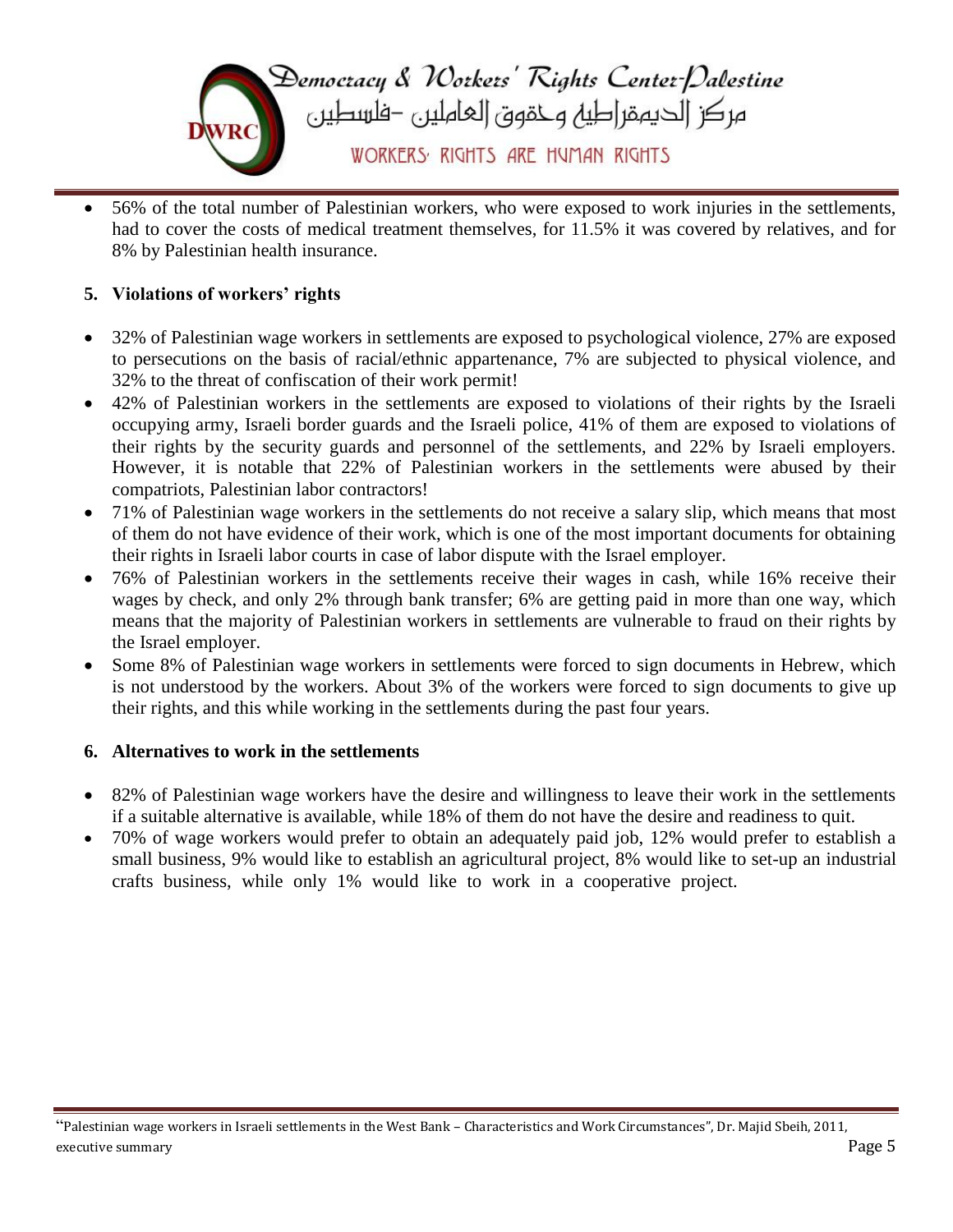- 56% of the total number of Palestinian workers, who were exposed to work injuries in the settlements, had to cover the costs of medical treatment themselves, for 11.5% it was covered by relatives, and for 8% by Palestinian health insurance.

## 5. Violations of workers' rights

- 32% of Palestinian wage workers in settlements are exposed to psychological violence, 27% are exposed to persecutions on the basis of racial/ethnic appartenance, 7% are subjected to physical violence, and 32% to the threat of confiscation of their work permit!
- 42% of Palestinian workers in the settlements are exposed to violations of their rights by the Israeli occupying army, Israeli border guards and the Israeli police, 41% of them are exposed to violations of their rights by the security guards and personnel of the settlements, and 22% by Israeli employers. However, it is notable that 22% of Palestinian workers in the settlements were abused by their compatriots, Palestinian labor contractors!
- 71% of Palestinian wage workers in the settlements do not receive a salary slip, which means that most of them do not have evidence of their work, which is one of the most important documents for obtaining their rights in Israeli labor courts in case of labor dispute with the Israel employer.
- 76% of Palestinian workers in the settlements receive their wages in cash, while 16% receive their wages by check, and only 2% through bank transfer; 6% are getting paid in more than one way, which means that the majority of Palestinian workers in settlements are vulnerable to fraud on their rights by the Israel employer.
- Some 8% of Palestinian wage workers in settlements were forced to sign documents in Hebrew, which is not understood by the workers. About 3% of the workers were forced to sign documents to give up their rights, and this while working in the settlements during the past four years.

## 6. Alternatives to work in the settlements

- 82% of Palestinian wage workers have the desire and willingness to leave their work in the settlements if a suitable alternative is available, while 18% of them do not have the desire and readiness to quit.
- 70% of wage workers would prefer to obtain an adequately paid job, 12% would prefer to establish a small business, 9% would like to establish an agricultural project, 8% would like to set-up an industrial crafts business, while only 1% would like to work in a cooperative project.